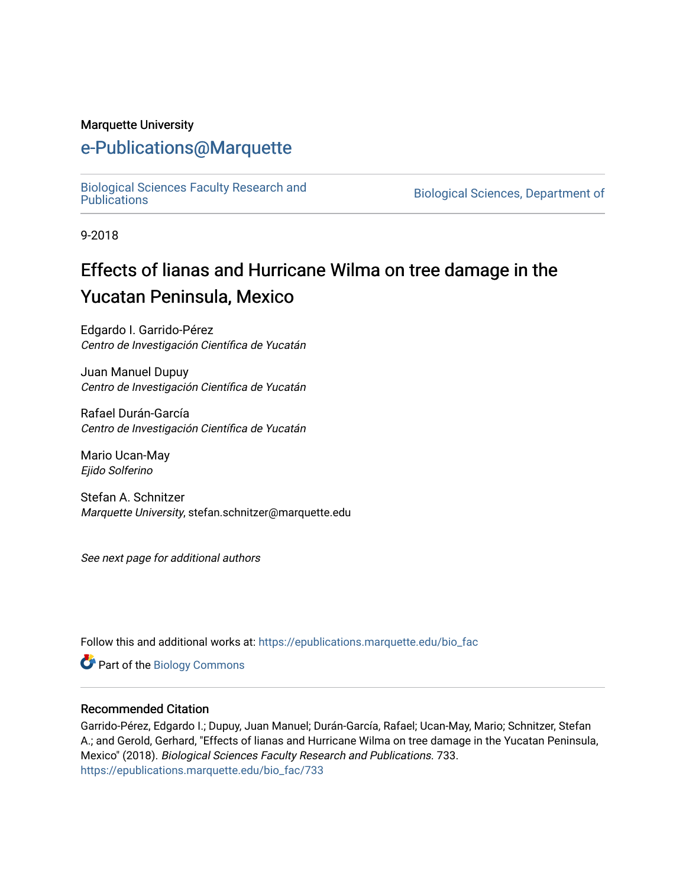Marquette University

# e-Publications@Marquette

Biological Sciences Faculty Research and Publications | Biological Sciences, Department of

9-2018

## Effects of lianas and Hurricane Wilma on tree damage in the Yucatan Peninsula, Mexico

Edgardo I. Garrido-Pérez
*Centro de Investigación Científica de Yucatán*

Juan Manuel Dupuy
*Centro de Investigación Científica de Yucatán*

Rafael Durán-García
*Centro de Investigación Científica de Yucatán*

Mario Ucan-May
*Ejido Solferino*

Stefan A. Schnitzer
*Marquette University*, stefan.schnitzer@marquette.edu

*See next page for additional authors*

Follow this and additional works at: https://epublications.marquette.edu/bio_fac

Part of the Biology Commons

### Recommended Citation

Garrido-Pérez, Edgardo I.; Dupuy, Juan Manuel; Durán-García, Rafael; Ucan-May, Mario; Schnitzer, Stefan A.; and Gerold, Gerhard, "Effects of lianas and Hurricane Wilma on tree damage in the Yucatan Peninsula, Mexico" (2018). *Biological Sciences Faculty Research and Publications*. 733.
https://epublications.marquette.edu/bio_fac/733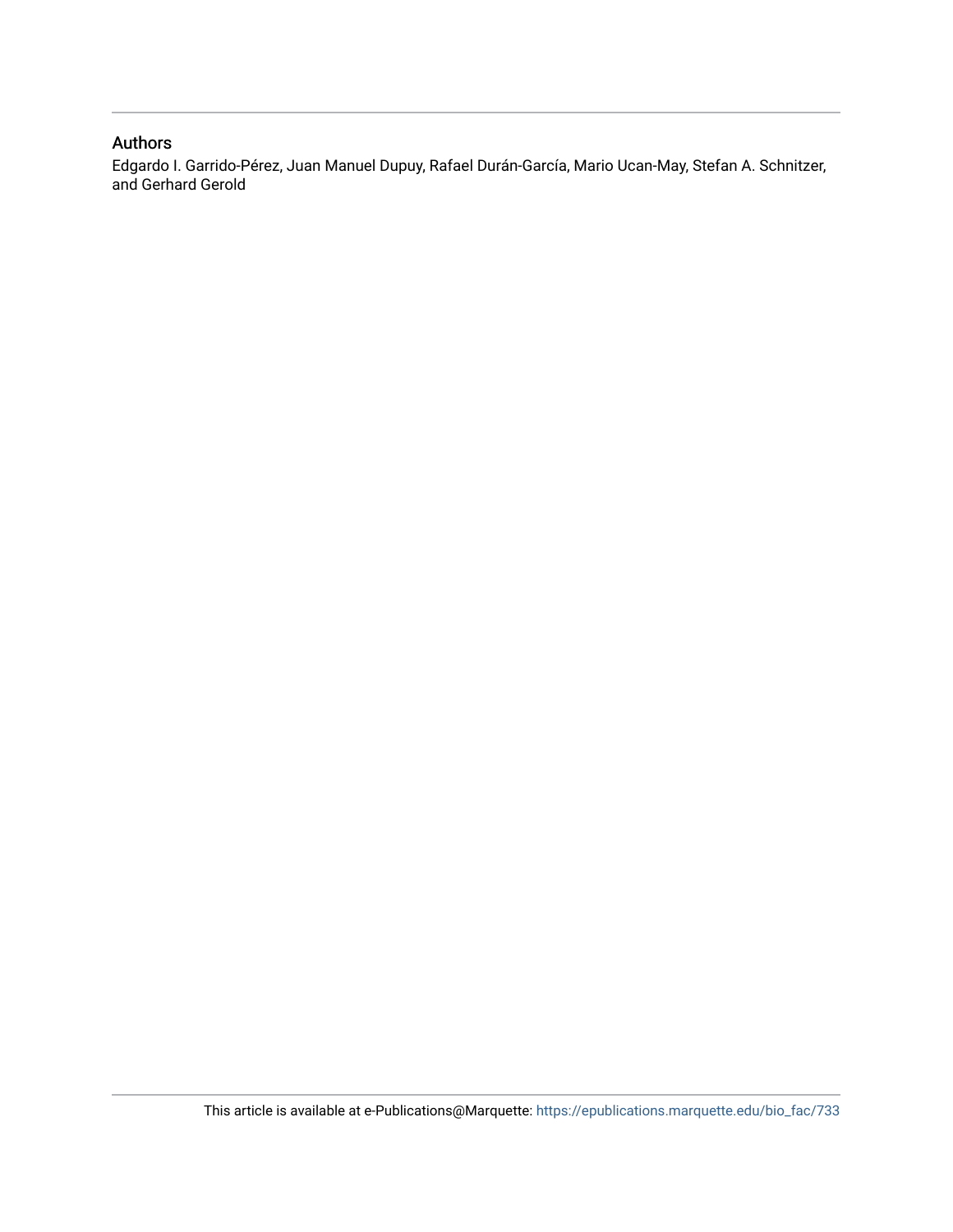## Authors

Edgardo I. Garrido-Pérez, Juan Manuel Dupuy, Rafael Durán-García, Mario Ucan-May, Stefan A. Schnitzer, and Gerhard Gerold

This article is available at e-Publications@Marquette: https://epublications.marquette.edu/bio_fac/733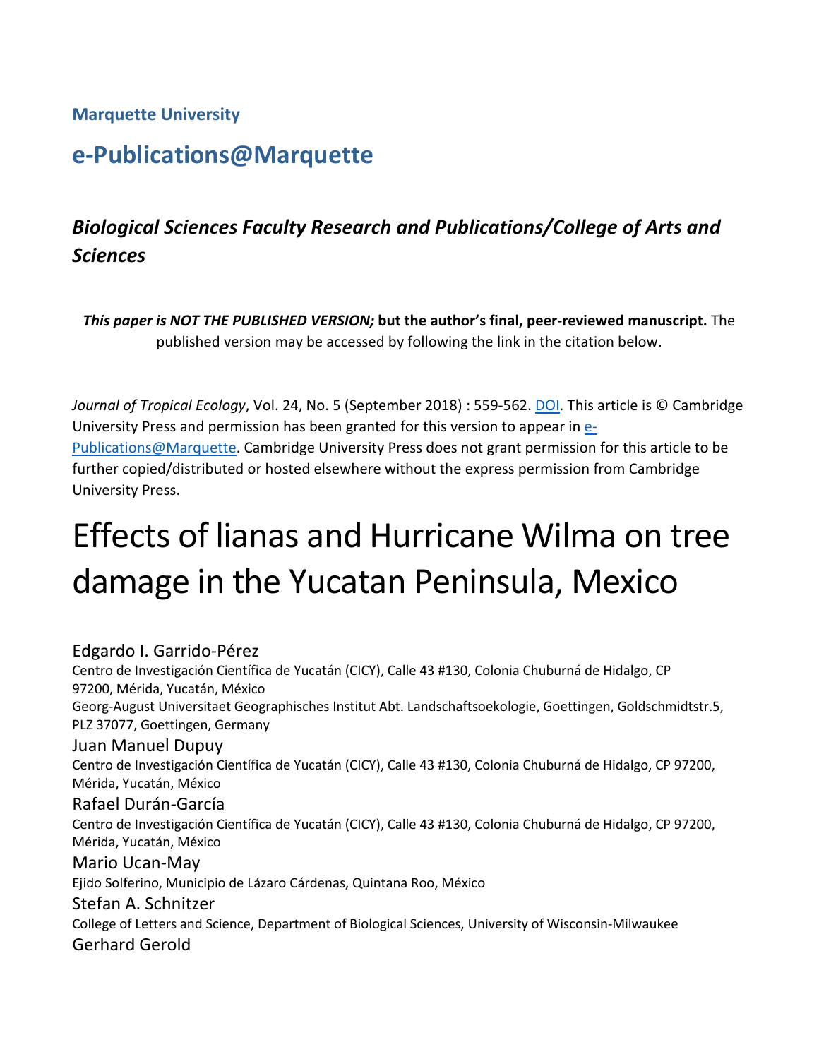Marquette University

# e-Publications@Marquette

## *Biological Sciences Faculty Research and Publications/College of Arts and Sciences*

***This paper is NOT THE PUBLISHED VERSION;* but the author's final, peer-reviewed manuscript.** The published version may be accessed by following the link in the citation below.

*Journal of Tropical Ecology*, Vol. 24, No. 5 (September 2018) : 559-562. DOI. This article is © Cambridge University Press and permission has been granted for this version to appear in e-Publications@Marquette. Cambridge University Press does not grant permission for this article to be further copied/distributed or hosted elsewhere without the express permission from Cambridge University Press.

# Effects of lianas and Hurricane Wilma on tree damage in the Yucatan Peninsula, Mexico

Edgardo I. Garrido-Pérez
Centro de Investigación Científica de Yucatán (CICY), Calle 43 #130, Colonia Chuburná de Hidalgo, CP 97200, Mérida, Yucatán, México
Georg-August Universitaet Geographisches Institut Abt. Landschaftsoekologie, Goettingen, Goldschmidtstr.5, PLZ 37077, Goettingen, Germany

Juan Manuel Dupuy
Centro de Investigación Científica de Yucatán (CICY), Calle 43 #130, Colonia Chuburná de Hidalgo, CP 97200, Mérida, Yucatán, México

Rafael Durán-García
Centro de Investigación Científica de Yucatán (CICY), Calle 43 #130, Colonia Chuburná de Hidalgo, CP 97200, Mérida, Yucatán, México

Mario Ucan-May
Ejido Solferino, Municipio de Lázaro Cárdenas, Quintana Roo, México

Stefan A. Schnitzer
College of Letters and Science, Department of Biological Sciences, University of Wisconsin-Milwaukee

Gerhard Gerold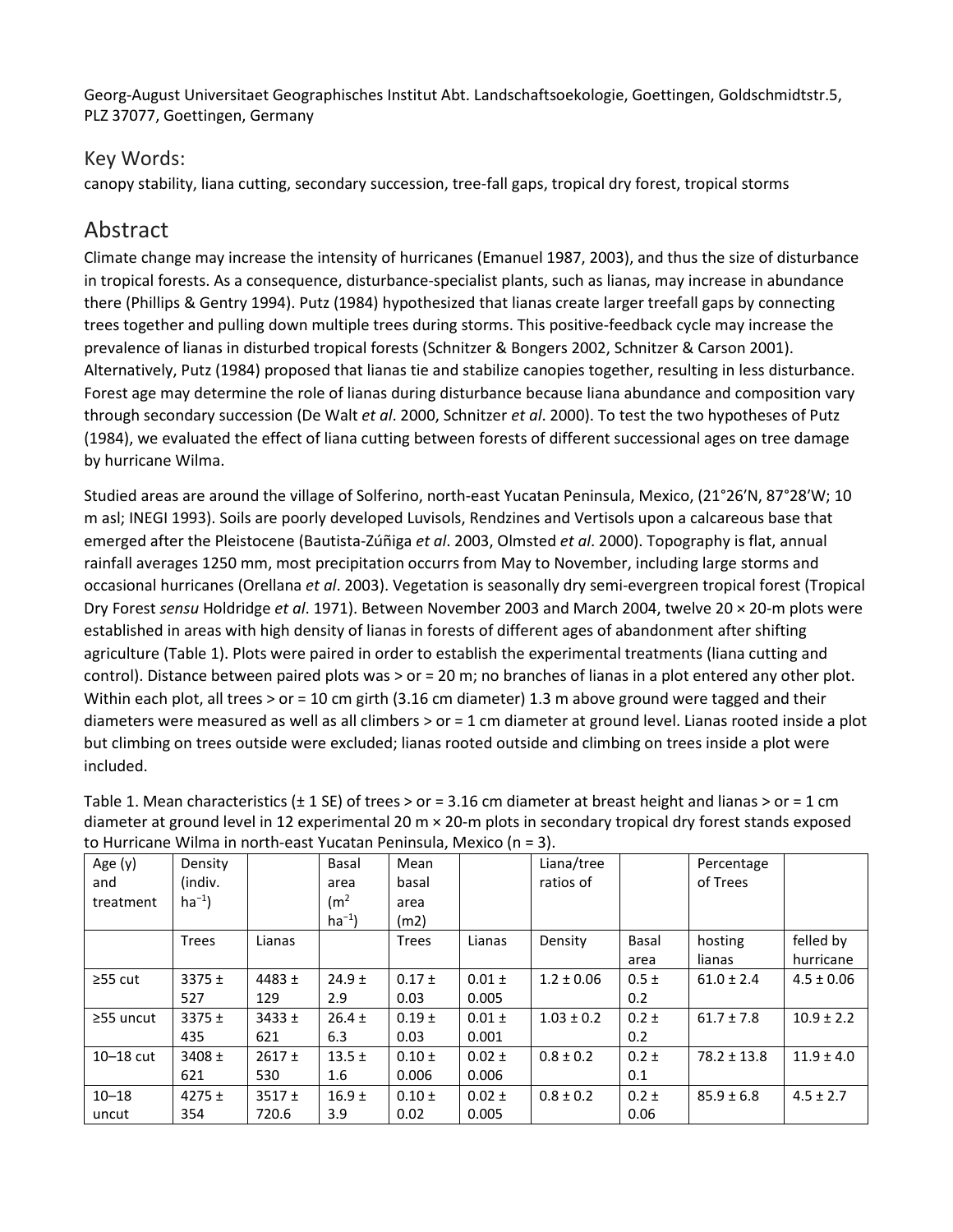Georg-August Universitaet Geographisches Institut Abt. Landschaftsoekologie, Goettingen, Goldschmidtstr.5, PLZ 37077, Goettingen, Germany

## Key Words:

canopy stability, liana cutting, secondary succession, tree-fall gaps, tropical dry forest, tropical storms

## Abstract

Climate change may increase the intensity of hurricanes (Emanuel 1987, 2003), and thus the size of disturbance in tropical forests. As a consequence, disturbance-specialist plants, such as lianas, may increase in abundance there (Phillips & Gentry 1994). Putz (1984) hypothesized that lianas create larger treefall gaps by connecting trees together and pulling down multiple trees during storms. This positive-feedback cycle may increase the prevalence of lianas in disturbed tropical forests (Schnitzer & Bongers 2002, Schnitzer & Carson 2001). Alternatively, Putz (1984) proposed that lianas tie and stabilize canopies together, resulting in less disturbance. Forest age may determine the role of lianas during disturbance because liana abundance and composition vary through secondary succession (De Walt *et al*. 2000, Schnitzer *et al*. 2000). To test the two hypotheses of Putz (1984), we evaluated the effect of liana cutting between forests of different successional ages on tree damage by hurricane Wilma.

Studied areas are around the village of Solferino, north-east Yucatan Peninsula, Mexico, (21°26′N, 87°28′W; 10 m asl; INEGI 1993). Soils are poorly developed Luvisols, Rendzines and Vertisols upon a calcareous base that emerged after the Pleistocene (Bautista-Zúñiga *et al*. 2003, Olmsted *et al*. 2000). Topography is flat, annual rainfall averages 1250 mm, most precipitation occurrs from May to November, including large storms and occasional hurricanes (Orellana *et al*. 2003). Vegetation is seasonally dry semi-evergreen tropical forest (Tropical Dry Forest *sensu* Holdridge *et al*. 1971). Between November 2003 and March 2004, twelve 20 × 20-m plots were established in areas with high density of lianas in forests of different ages of abandonment after shifting agriculture (Table 1). Plots were paired in order to establish the experimental treatments (liana cutting and control). Distance between paired plots was > or = 20 m; no branches of lianas in a plot entered any other plot. Within each plot, all trees > or = 10 cm girth (3.16 cm diameter) 1.3 m above ground were tagged and their diameters were measured as well as all climbers > or = 1 cm diameter at ground level. Lianas rooted inside a plot but climbing on trees outside were excluded; lianas rooted outside and climbing on trees inside a plot were included.

Table 1. Mean characteristics (± 1 SE) of trees > or = 3.16 cm diameter at breast height and lianas > or = 1 cm diameter at ground level in 12 experimental 20 m × 20-m plots in secondary tropical dry forest stands exposed to Hurricane Wilma in north-east Yucatan Peninsula, Mexico (n = 3).

| Age (y) and treatment | Density (indiv. ha$^{-1}$) | | Basal area (m$^2$ ha$^{-1}$) | Mean basal area (m2) | | Liana/tree ratios of | | Percentage of Trees | |
|---|---|---|---|---|---|---|---|---|---|
| | Trees | Lianas | | Trees | Lianas | Density | Basal area | hosting lianas | felled by hurricane |
| ≥55 cut | 3375 ± 527 | 4483 ± 129 | 24.9 ± 2.9 | 0.17 ± 0.03 | 0.01 ± 0.005 | 1.2 ± 0.06 | 0.5 ± 0.2 | 61.0 ± 2.4 | 4.5 ± 0.06 |
| ≥55 uncut | 3375 ± 435 | 3433 ± 621 | 26.4 ± 6.3 | 0.19 ± 0.03 | 0.01 ± 0.001 | 1.03 ± 0.2 | 0.2 ± 0.2 | 61.7 ± 7.8 | 10.9 ± 2.2 |
| 10–18 cut | 3408 ± 621 | 2617 ± 530 | 13.5 ± 1.6 | 0.10 ± 0.006 | 0.02 ± 0.006 | 0.8 ± 0.2 | 0.2 ± 0.1 | 78.2 ± 13.8 | 11.9 ± 4.0 |
| 10–18 uncut | 4275 ± 354 | 3517 ± 720.6 | 16.9 ± 3.9 | 0.10 ± 0.02 | 0.02 ± 0.005 | 0.8 ± 0.2 | 0.2 ± 0.06 | 85.9 ± 6.8 | 4.5 ± 2.7 |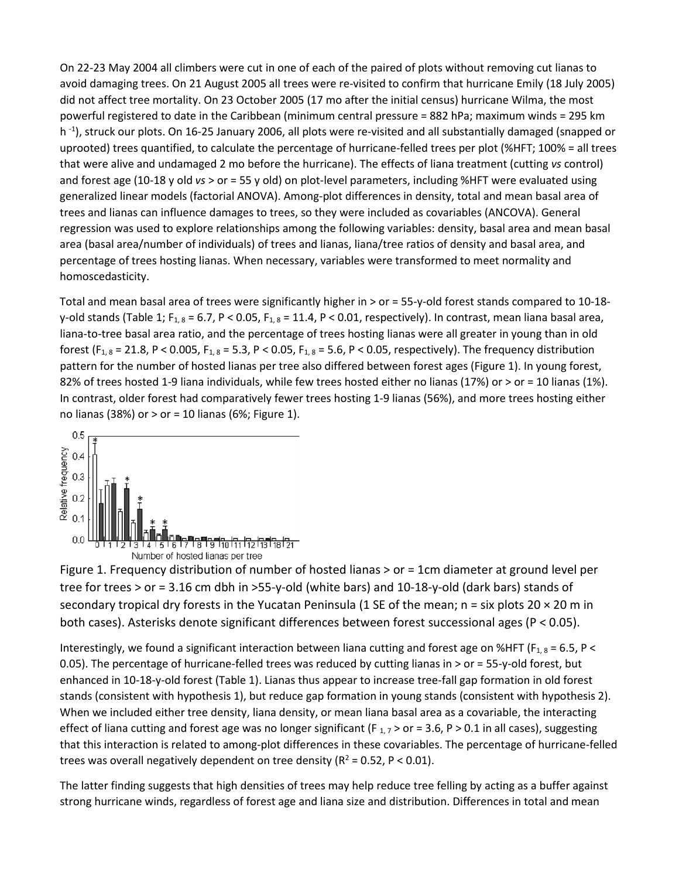On 22-23 May 2004 all climbers were cut in one of each of the paired of plots without removing cut lianas to avoid damaging trees. On 21 August 2005 all trees were re-visited to confirm that hurricane Emily (18 July 2005) did not affect tree mortality. On 23 October 2005 (17 mo after the initial census) hurricane Wilma, the most powerful registered to date in the Caribbean (minimum central pressure = 882 hPa; maximum winds = 295 km $h^{-1}$), struck our plots. On 16-25 January 2006, all plots were re-visited and all substantially damaged (snapped or uprooted) trees quantified, to calculate the percentage of hurricane-felled trees per plot (%HFT; 100% = all trees that were alive and undamaged 2 mo before the hurricane). The effects of liana treatment (cutting *vs* control) and forest age (10-18 y old *vs* > or = 55 y old) on plot-level parameters, including %HFT were evaluated using generalized linear models (factorial ANOVA). Among-plot differences in density, total and mean basal area of trees and lianas can influence damages to trees, so they were included as covariables (ANCOVA). General regression was used to explore relationships among the following variables: density, basal area and mean basal area (basal area/number of individuals) of trees and lianas, liana/tree ratios of density and basal area, and percentage of trees hosting lianas. When necessary, variables were transformed to meet normality and homoscedasticity.

Total and mean basal area of trees were significantly higher in > or = 55-y-old forest stands compared to 10-18-y-old stands (Table 1; $F_{1,8} = 6.7$, $P < 0.05$, $F_{1,8} = 11.4$, $P < 0.01$, respectively). In contrast, mean liana basal area, liana-to-tree basal area ratio, and the percentage of trees hosting lianas were all greater in young than in old forest ($F_{1,8} = 21.8$, $P < 0.005$, $F_{1,8} = 5.3$, $P < 0.05$, $F_{1,8} = 5.6$, $P < 0.05$, respectively). The frequency distribution pattern for the number of hosted lianas per tree also differed between forest ages (Figure 1). In young forest, 82% of trees hosted 1-9 liana individuals, while few trees hosted either no lianas (17%) or > or = 10 lianas (1%). In contrast, older forest had comparatively fewer trees hosting 1-9 lianas (56%), and more trees hosting either no lianas (38%) or > or = 10 lianas (6%; Figure 1).

Figure 1. Frequency distribution of number of hosted lianas > or = 1cm diameter at ground level per tree for trees > or = 3.16 cm dbh in >55-y-old (white bars) and 10-18-y-old (dark bars) stands of secondary tropical dry forests in the Yucatan Peninsula (1 SE of the mean; n = six plots 20 × 20 m in both cases). Asterisks denote significant differences between forest successional ages (P < 0.05).

Interestingly, we found a significant interaction between liana cutting and forest age on %HFT ($F_{1,8} = 6.5$, $P < 0.05$). The percentage of hurricane-felled trees was reduced by cutting lianas in > or = 55-y-old forest, but enhanced in 10-18-y-old forest (Table 1). Lianas thus appear to increase tree-fall gap formation in old forest stands (consistent with hypothesis 1), but reduce gap formation in young stands (consistent with hypothesis 2). When we included either tree density, liana density, or mean liana basal area as a covariable, the interacting effect of liana cutting and forest age was no longer significant ($F_{1,7}$ > or = 3.6, $P > 0.1$ in all cases), suggesting that this interaction is related to among-plot differences in these covariables. The percentage of hurricane-felled trees was overall negatively dependent on tree density ($R^2 = 0.52$, $P < 0.01$).

The latter finding suggests that high densities of trees may help reduce tree felling by acting as a buffer against strong hurricane winds, regardless of forest age and liana size and distribution. Differences in total and mean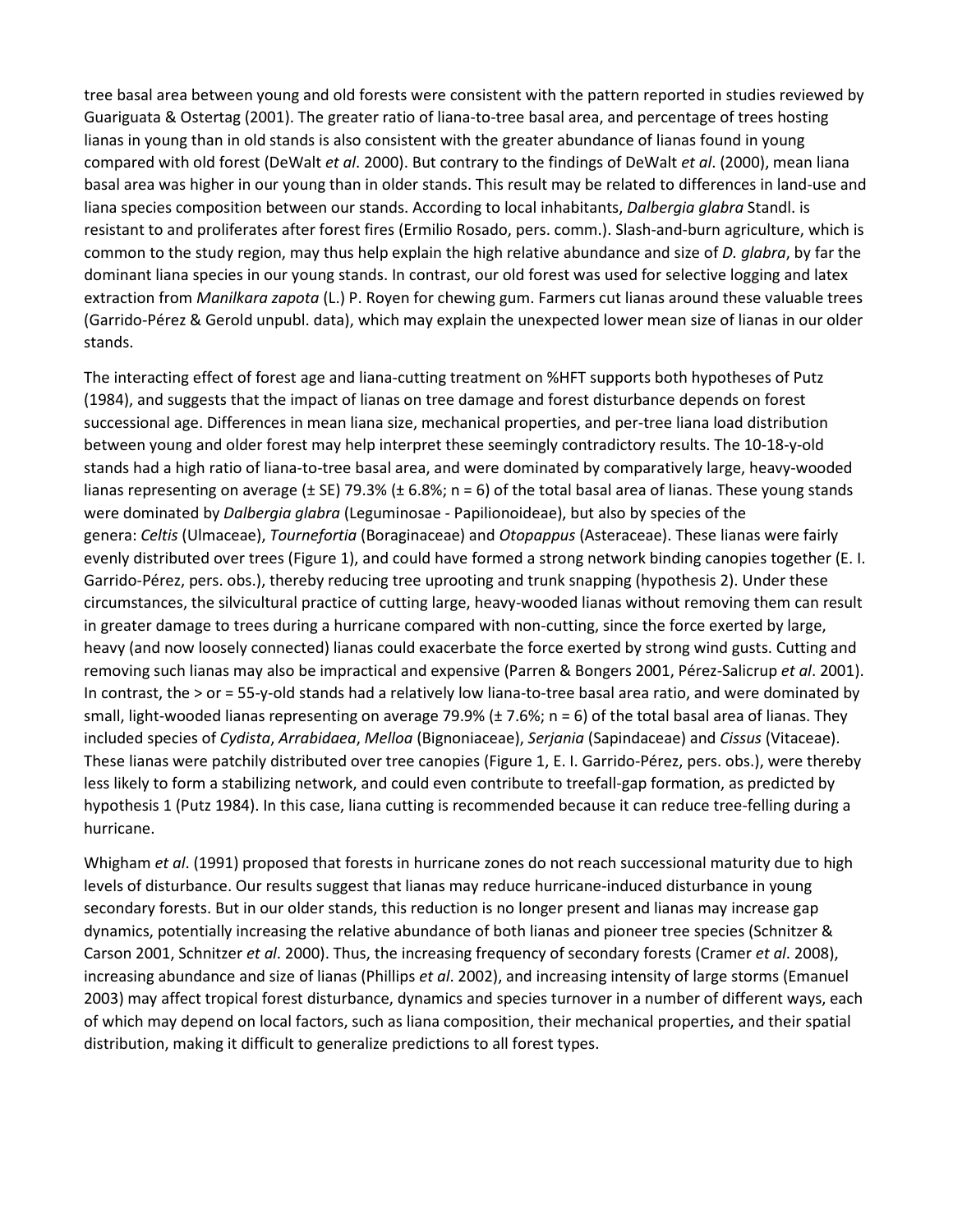tree basal area between young and old forests were consistent with the pattern reported in studies reviewed by Guariguata & Ostertag (2001). The greater ratio of liana-to-tree basal area, and percentage of trees hosting lianas in young than in old stands is also consistent with the greater abundance of lianas found in young compared with old forest (DeWalt *et al*. 2000). But contrary to the findings of DeWalt *et al*. (2000), mean liana basal area was higher in our young than in older stands. This result may be related to differences in land-use and liana species composition between our stands. According to local inhabitants, *Dalbergia glabra* Standl. is resistant to and proliferates after forest fires (Ermilio Rosado, pers. comm.). Slash-and-burn agriculture, which is common to the study region, may thus help explain the high relative abundance and size of *D. glabra*, by far the dominant liana species in our young stands. In contrast, our old forest was used for selective logging and latex extraction from *Manilkara zapota* (L.) P. Royen for chewing gum. Farmers cut lianas around these valuable trees (Garrido-Pérez & Gerold unpubl. data), which may explain the unexpected lower mean size of lianas in our older stands.

The interacting effect of forest age and liana-cutting treatment on %HFT supports both hypotheses of Putz (1984), and suggests that the impact of lianas on tree damage and forest disturbance depends on forest successional age. Differences in mean liana size, mechanical properties, and per-tree liana load distribution between young and older forest may help interpret these seemingly contradictory results. The 10-18-y-old stands had a high ratio of liana-to-tree basal area, and were dominated by comparatively large, heavy-wooded lianas representing on average (± SE) 79.3% (± 6.8%; n = 6) of the total basal area of lianas. These young stands were dominated by *Dalbergia glabra* (Leguminosae - Papilionoideae), but also by species of the genera: *Celtis* (Ulmaceae), *Tournefortia* (Boraginaceae) and *Otopappus* (Asteraceae). These lianas were fairly evenly distributed over trees (Figure 1), and could have formed a strong network binding canopies together (E. I. Garrido-Pérez, pers. obs.), thereby reducing tree uprooting and trunk snapping (hypothesis 2). Under these circumstances, the silvicultural practice of cutting large, heavy-wooded lianas without removing them can result in greater damage to trees during a hurricane compared with non-cutting, since the force exerted by large, heavy (and now loosely connected) lianas could exacerbate the force exerted by strong wind gusts. Cutting and removing such lianas may also be impractical and expensive (Parren & Bongers 2001, Pérez-Salicrup *et al*. 2001). In contrast, the > or = 55-y-old stands had a relatively low liana-to-tree basal area ratio, and were dominated by small, light-wooded lianas representing on average 79.9% (± 7.6%; n = 6) of the total basal area of lianas. They included species of *Cydista*, *Arrabidaea*, *Melloa* (Bignoniaceae), *Serjania* (Sapindaceae) and *Cissus* (Vitaceae). These lianas were patchily distributed over tree canopies (Figure 1, E. I. Garrido-Pérez, pers. obs.), were thereby less likely to form a stabilizing network, and could even contribute to treefall-gap formation, as predicted by hypothesis 1 (Putz 1984). In this case, liana cutting is recommended because it can reduce tree-felling during a hurricane.

Whigham *et al*. (1991) proposed that forests in hurricane zones do not reach successional maturity due to high levels of disturbance. Our results suggest that lianas may reduce hurricane-induced disturbance in young secondary forests. But in our older stands, this reduction is no longer present and lianas may increase gap dynamics, potentially increasing the relative abundance of both lianas and pioneer tree species (Schnitzer & Carson 2001, Schnitzer *et al*. 2000). Thus, the increasing frequency of secondary forests (Cramer *et al*. 2008), increasing abundance and size of lianas (Phillips *et al*. 2002), and increasing intensity of large storms (Emanuel 2003) may affect tropical forest disturbance, dynamics and species turnover in a number of different ways, each of which may depend on local factors, such as liana composition, their mechanical properties, and their spatial distribution, making it difficult to generalize predictions to all forest types.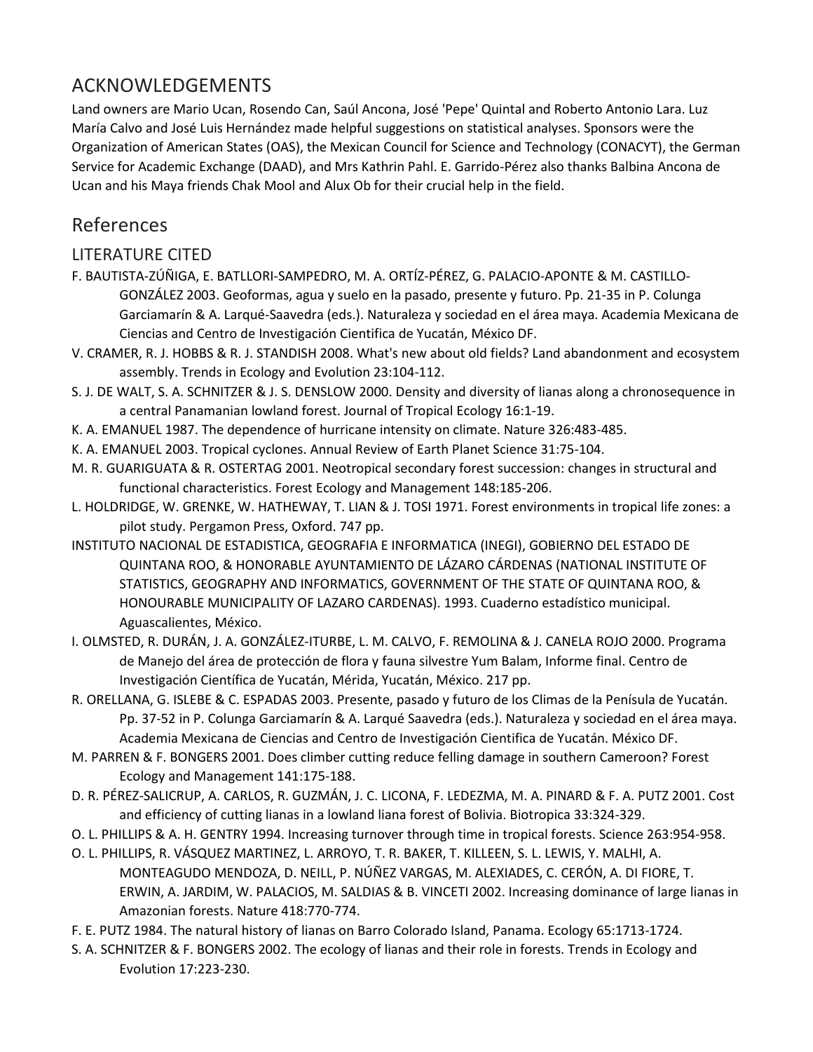## ACKNOWLEDGEMENTS

Land owners are Mario Ucan, Rosendo Can, Saúl Ancona, José 'Pepe' Quintal and Roberto Antonio Lara. Luz María Calvo and José Luis Hernández made helpful suggestions on statistical analyses. Sponsors were the Organization of American States (OAS), the Mexican Council for Science and Technology (CONACYT), the German Service for Academic Exchange (DAAD), and Mrs Kathrin Pahl. E. Garrido-Pérez also thanks Balbina Ancona de Ucan and his Maya friends Chak Mool and Alux Ob for their crucial help in the field.

## References

### LITERATURE CITED

F. BAUTISTA-ZÚÑIGA, E. BATLLORI-SAMPEDRO, M. A. ORTÍZ-PÉREZ, G. PALACIO-APONTE & M. CASTILLO-GONZÁLEZ 2003. Geoformas, agua y suelo en la pasado, presente y futuro. Pp. 21-35 in P. Colunga Garciamarín & A. Larqué-Saavedra (eds.). Naturaleza y sociedad en el área maya. Academia Mexicana de Ciencias and Centro de Investigación Cientifica de Yucatán, México DF.

V. CRAMER, R. J. HOBBS & R. J. STANDISH 2008. What's new about old fields? Land abandonment and ecosystem assembly. Trends in Ecology and Evolution 23:104-112.

S. J. DE WALT, S. A. SCHNITZER & J. S. DENSLOW 2000. Density and diversity of lianas along a chronosequence in a central Panamanian lowland forest. Journal of Tropical Ecology 16:1-19.

K. A. EMANUEL 1987. The dependence of hurricane intensity on climate. Nature 326:483-485.

K. A. EMANUEL 2003. Tropical cyclones. Annual Review of Earth Planet Science 31:75-104.

M. R. GUARIGUATA & R. OSTERTAG 2001. Neotropical secondary forest succession: changes in structural and functional characteristics. Forest Ecology and Management 148:185-206.

L. HOLDRIDGE, W. GRENKE, W. HATHEWAY, T. LIAN & J. TOSI 1971. Forest environments in tropical life zones: a pilot study. Pergamon Press, Oxford. 747 pp.

INSTITUTO NACIONAL DE ESTADISTICA, GEOGRAFIA E INFORMATICA (INEGI), GOBIERNO DEL ESTADO DE QUINTANA ROO, & HONORABLE AYUNTAMIENTO DE LÁZARO CÁRDENAS (NATIONAL INSTITUTE OF STATISTICS, GEOGRAPHY AND INFORMATICS, GOVERNMENT OF THE STATE OF QUINTANA ROO, & HONOURABLE MUNICIPALITY OF LAZARO CARDENAS). 1993. Cuaderno estadístico municipal. Aguascalientes, México.

I. OLMSTED, R. DURÁN, J. A. GONZÁLEZ-ITURBE, L. M. CALVO, F. REMOLINA & J. CANELA ROJO 2000. Programa de Manejo del área de protección de flora y fauna silvestre Yum Balam, Informe final. Centro de Investigación Científica de Yucatán, Mérida, Yucatán, México. 217 pp.

R. ORELLANA, G. ISLEBE & C. ESPADAS 2003. Presente, pasado y futuro de los Climas de la Penísula de Yucatán. Pp. 37-52 in P. Colunga Garciamarín & A. Larqué Saavedra (eds.). Naturaleza y sociedad en el área maya. Academia Mexicana de Ciencias and Centro de Investigación Cientifica de Yucatán. México DF.

M. PARREN & F. BONGERS 2001. Does climber cutting reduce felling damage in southern Cameroon? Forest Ecology and Management 141:175-188.

D. R. PÉREZ-SALICRUP, A. CARLOS, R. GUZMÁN, J. C. LICONA, F. LEDEZMA, M. A. PINARD & F. A. PUTZ 2001. Cost and efficiency of cutting lianas in a lowland liana forest of Bolivia. Biotropica 33:324-329.

O. L. PHILLIPS & A. H. GENTRY 1994. Increasing turnover through time in tropical forests. Science 263:954-958.

O. L. PHILLIPS, R. VÁSQUEZ MARTINEZ, L. ARROYO, T. R. BAKER, T. KILLEEN, S. L. LEWIS, Y. MALHI, A. MONTEAGUDO MENDOZA, D. NEILL, P. NÚÑEZ VARGAS, M. ALEXIADES, C. CERÓN, A. DI FIORE, T. ERWIN, A. JARDIM, W. PALACIOS, M. SALDIAS & B. VINCETI 2002. Increasing dominance of large lianas in Amazonian forests. Nature 418:770-774.

F. E. PUTZ 1984. The natural history of lianas on Barro Colorado Island, Panama. Ecology 65:1713-1724.

S. A. SCHNITZER & F. BONGERS 2002. The ecology of lianas and their role in forests. Trends in Ecology and Evolution 17:223-230.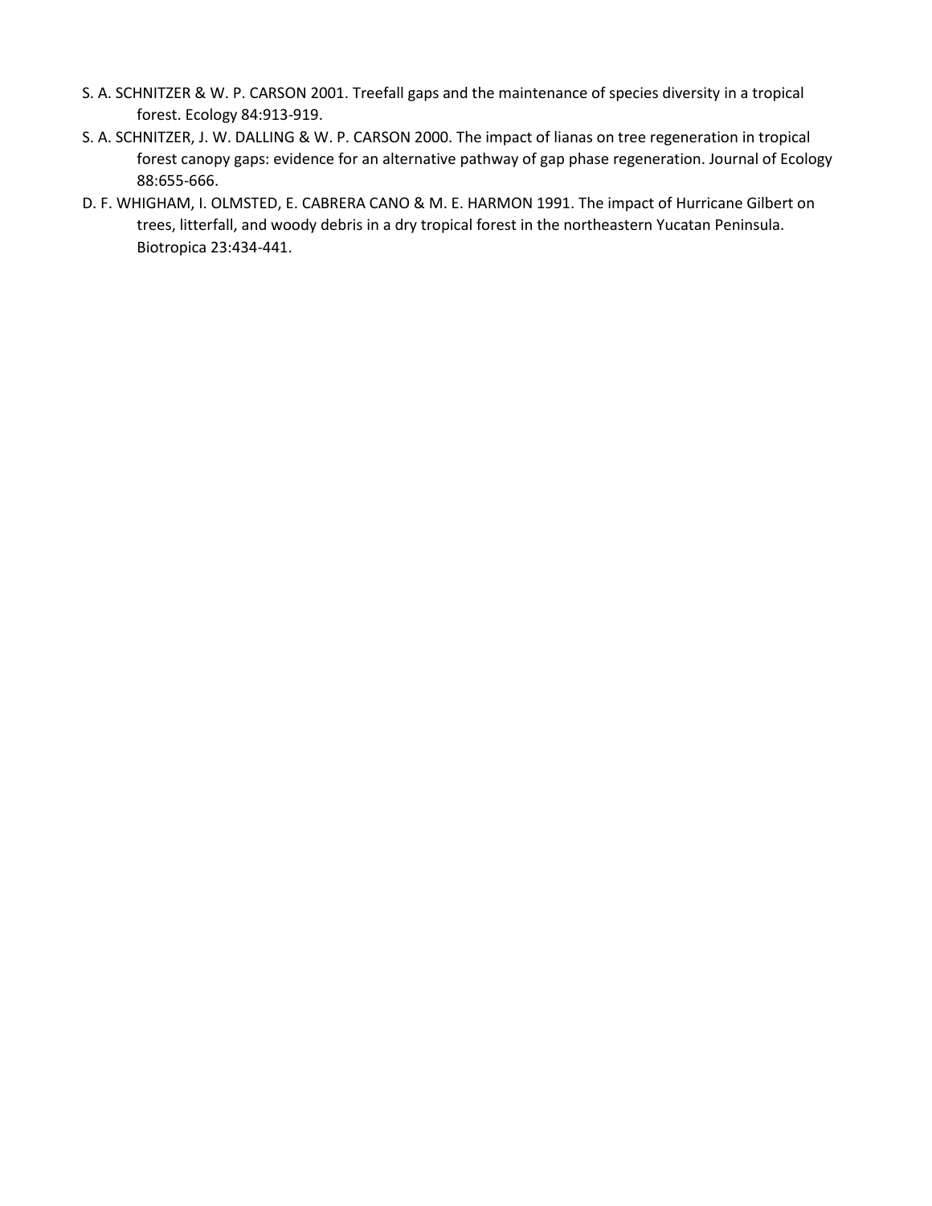S. A. SCHNITZER & W. P. CARSON 2001. Treefall gaps and the maintenance of species diversity in a tropical forest. Ecology 84:913-919.

S. A. SCHNITZER, J. W. DALLING & W. P. CARSON 2000. The impact of lianas on tree regeneration in tropical forest canopy gaps: evidence for an alternative pathway of gap phase regeneration. Journal of Ecology 88:655-666.

D. F. WHIGHAM, I. OLMSTED, E. CABRERA CANO & M. E. HARMON 1991. The impact of Hurricane Gilbert on trees, litterfall, and woody debris in a dry tropical forest in the northeastern Yucatan Peninsula. Biotropica 23:434-441.